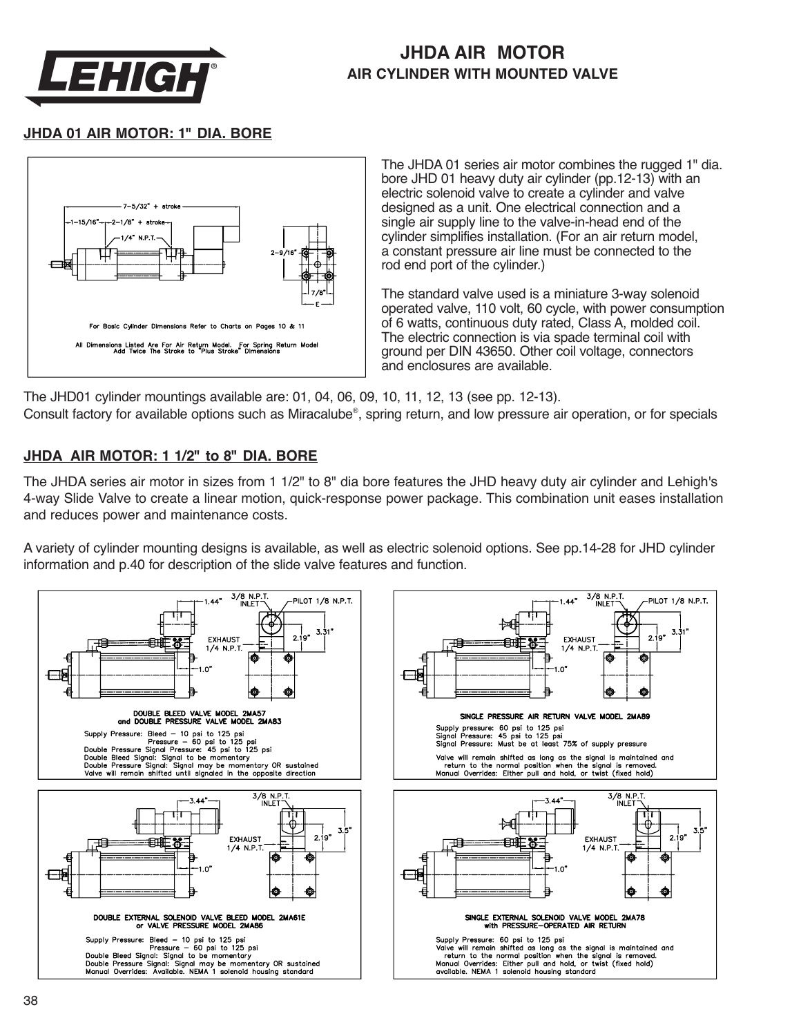# JHDA AIR MOTOR

## AIR CYLINDER WITH MOUNTED VALVE

### JHDA 01 AIR MOTOR: 1" DIA. BORE

7-5/32" + stroke

1-15/16" 2-1/8" + stroke

1/4" N.P.T.

2-9/16"

7/8"

E

For Basic Cylinder Dimensions Refer to Charts on Pages 10 & 11

All Dimensions Listed Are For Air Return Model. For Spring Return Model Add Twice The Stroke to "Plus Stroke" Dimensions

The JHDA 01 series air motor combines the rugged 1" dia. bore JHD 01 heavy duty air cylinder (pp.12-13) with an electric solenoid valve to create a cylinder and valve designed as a unit. One electrical connection and a single air supply line to the valve-in-head end of the cylinder simplifies installation. (For an air return model, a constant pressure air line must be connected to the rod end port of the cylinder.)

The standard valve used is a miniature 3-way solenoid operated valve, 110 volt, 60 cycle, with power consumption of 6 watts, continuous duty rated, Class A, molded coil. The electric connection is via spade terminal coil with ground per DIN 43650. Other coil voltage, connectors and enclosures are available.

The JHD01 cylinder mountings available are: 01, 04, 06, 09, 10, 11, 12, 13 (see pp. 12-13).
Consult factory for available options such as Miracalube®, spring return, and low pressure air operation, or for specials

### JHDA AIR MOTOR: 1 1/2" to 8" DIA. BORE

The JHDA series air motor in sizes from 1 1/2" to 8" dia bore features the JHD heavy duty air cylinder and Lehigh's 4-way Slide Valve to create a linear motion, quick-response power package. This combination unit eases installation and reduces power and maintenance costs.

A variety of cylinder mounting designs is available, as well as electric solenoid options. See pp.14-28 for JHD cylinder information and p.40 for description of the slide valve features and function.

1.44" 3/8 N.P.T. INLET PILOT 1/8 N.P.T. 3.31" 2.19" EXHAUST 1/4 N.P.T. 1.0"

**DOUBLE BLEED VALVE MODEL 2MA57 and DOUBLE PRESSURE VALVE MODEL 2MA83**

Supply Pressure: Bleed – 10 psi to 125 psi
Pressure – 60 psi to 125 psi
Double Pressure Signal Pressure: 45 psi to 125 psi
Double Bleed Signal: Signal to be momentary
Double Pressure Signal: Signal may be momentary OR sustained
Valve will remain shifted until signaled in the opposite direction

1.44" 3/8 N.P.T. INLET PILOT 1/8 N.P.T. 3.31" 2.19" EXHAUST 1/4 N.P.T. 1.0"

**SINGLE PRESSURE AIR RETURN VALVE MODEL 2MA89**

Supply pressure: 60 psi to 125 psi
Signal Pressure: 45 psi to 125 psi
Signal Pressure: Must be at least 75% of supply pressure

Valve will remain shifted as long as the signal is maintained and return to the normal position when the signal is removed.
Manual Overrides: Either pull and hold, or twist (fixed hold)

3.44" 3/8 N.P.T. INLET 3.5" 2.19" EXHAUST 1/4 N.P.T. 1.0"

**DOUBLE EXTERNAL SOLENOID VALVE BLEED MODEL 2MA61E or VALVE PRESSURE MODEL 2MA86**

Supply Pressure: Bleed – 10 psi to 125 psi
Pressure – 60 psi to 125 psi
Double Bleed Signal: Signal to be momentary
Double Pressure Signal: Signal may be momentary OR sustained
Manual Overrides: Available. NEMA 1 solenoid housing standard

3.44" 3/8 N.P.T. INLET 3.5" 2.19" EXHAUST 1/4 N.P.T. 1.0"

**SINGLE EXTERNAL SOLENOID VALVE MODEL 2MA78 with PRESSURE-OPERATED AIR RETURN**

Supply Pressure: 60 psi to 125 psi
Valve will remain shifted as long as the signal is maintained and return to the normal position when the signal is removed.
Manual Overrides: Either pull and hold, or twist (fixed hold) available. NEMA 1 solenoid housing standard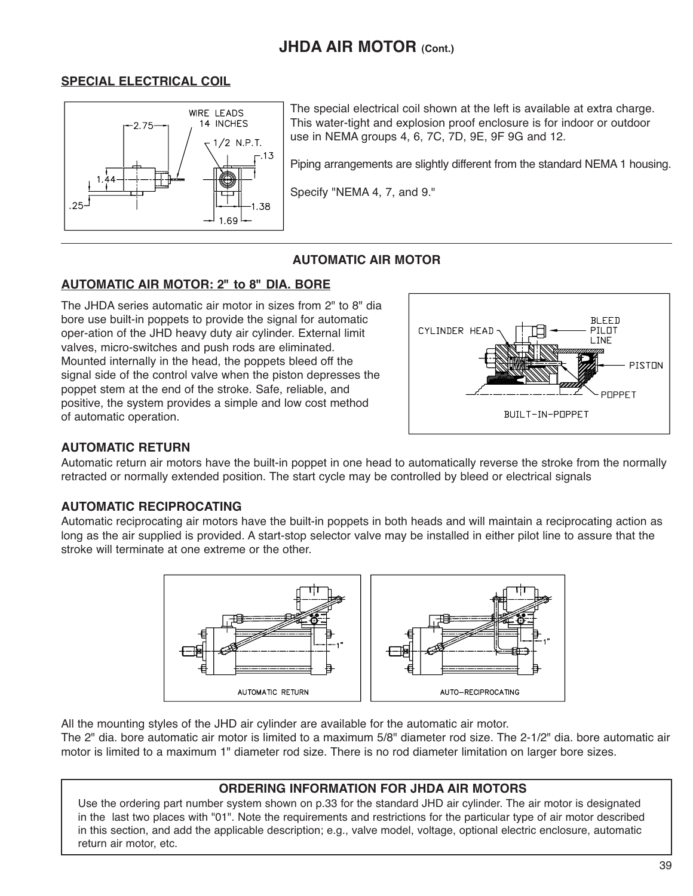# JHDA AIR MOTOR (Cont.)

## SPECIAL ELECTRICAL COIL

The special electrical coil shown at the left is available at extra charge. This water-tight and explosion proof enclosure is for indoor or outdoor use in NEMA groups 4, 6, 7C, 7D, 9E, 9F 9G and 12.

Piping arrangements are slightly different from the standard NEMA 1 housing.

Specify "NEMA 4, 7, and 9."

---

## AUTOMATIC AIR MOTOR

### AUTOMATIC AIR MOTOR: 2" to 8" DIA. BORE

The JHDA series automatic air motor in sizes from 2" to 8" dia bore use built-in poppets to provide the signal for automatic oper-ation of the JHD heavy duty air cylinder. External limit valves, micro-switches and push rods are eliminated. Mounted internally in the head, the poppets bleed off the signal side of the control valve when the piston depresses the poppet stem at the end of the stroke. Safe, reliable, and positive, the system provides a simple and low cost method of automatic operation.

### AUTOMATIC RETURN

Automatic return air motors have the built-in poppet in one head to automatically reverse the stroke from the normally retracted or normally extended position. The start cycle may be controlled by bleed or electrical signals

### AUTOMATIC RECIPROCATING

Automatic reciprocating air motors have the built-in poppets in both heads and will maintain a reciprocating action as long as the air supplied is provided. A start-stop selector valve may be installed in either pilot line to assure that the stroke will terminate at one extreme or the other.

All the mounting styles of the JHD air cylinder are available for the automatic air motor.
The 2" dia. bore automatic air motor is limited to a maximum 5/8" diameter rod size. The 2-1/2" dia. bore automatic air motor is limited to a maximum 1" diameter rod size. There is no rod diameter limitation on larger bore sizes.

### ORDERING INFORMATION FOR JHDA AIR MOTORS

Use the ordering part number system shown on p.33 for the standard JHD air cylinder. The air motor is designated in the last two places with "01". Note the requirements and restrictions for the particular type of air motor described in this section, and add the applicable description; e.g., valve model, voltage, optional electric enclosure, automatic return air motor, etc.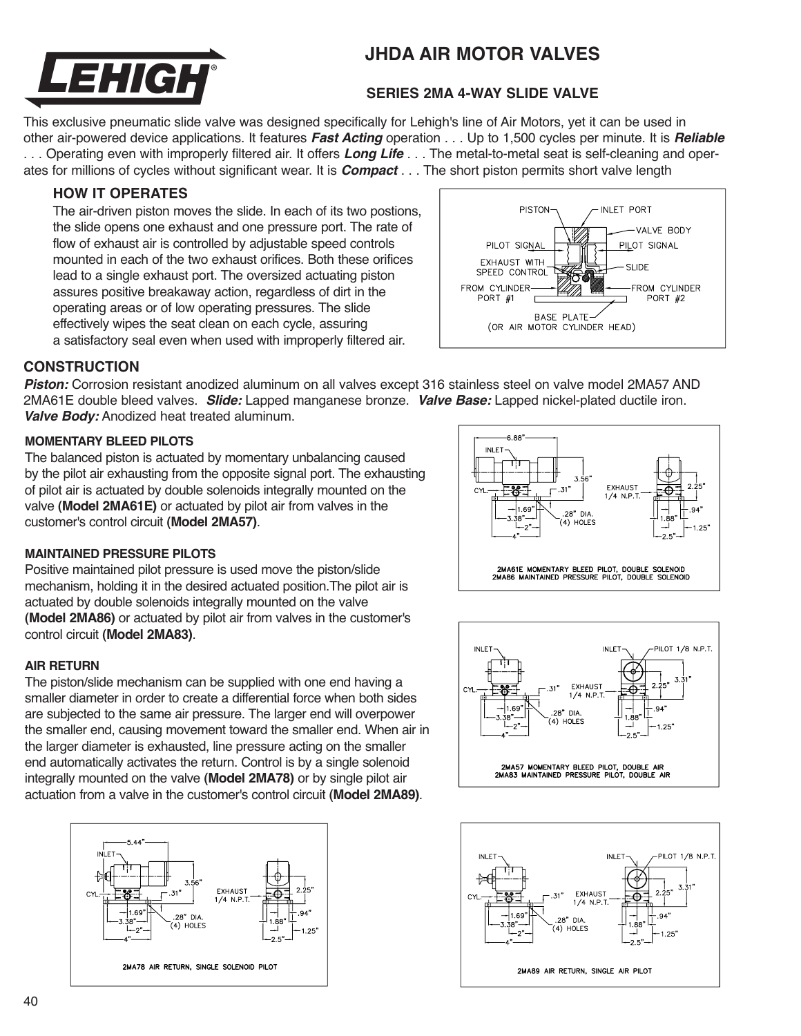# JHDA AIR MOTOR VALVES

### SERIES 2MA 4-WAY SLIDE VALVE

This exclusive pneumatic slide valve was designed specifically for Lehigh's line of Air Motors, yet it can be used in other air-powered device applications. It features ***Fast Acting*** operation . . . Up to 1,500 cycles per minute. It is ***Reliable*** . . . Operating even with improperly filtered air. It offers ***Long Life*** . . . The metal-to-metal seat is self-cleaning and operates for millions of cycles without significant wear. It is ***Compact*** . . . The short piston permits short valve length

### HOW IT OPERATES

The air-driven piston moves the slide. In each of its two postions, the slide opens one exhaust and one pressure port. The rate of flow of exhaust air is controlled by adjustable speed controls mounted in each of the two exhaust orifices. Both these orifices lead to a single exhaust port. The oversized actuating piston assures positive breakaway action, regardless of dirt in the operating areas or of low operating pressures. The slide effectively wipes the seat clean on each cycle, assuring a satisfactory seal even when used with improperly filtered air.

PISTON
INLET PORT
VALVE BODY
PILOT SIGNAL
PILOT SIGNAL
EXHAUST WITH SPEED CONTROL
SLIDE
FROM CYLINDER PORT #1
FROM CYLINDER PORT #2
BASE PLATE (OR AIR MOTOR CYLINDER HEAD)

### CONSTRUCTION

***Piston:*** Corrosion resistant anodized aluminum on all valves except 316 stainless steel on valve model 2MA57 AND 2MA61E double bleed valves. ***Slide:*** Lapped manganese bronze. ***Valve Base:*** Lapped nickel-plated ductile iron. ***Valve Body:*** Anodized heat treated aluminum.

#### MOMENTARY BLEED PILOTS

The balanced piston is actuated by momentary unbalancing caused by the pilot air exhausting from the opposite signal port. The exhausting of pilot air is actuated by double solenoids integrally mounted on the valve **(Model 2MA61E)** or actuated by pilot air from valves in the customer's control circuit **(Model 2MA57)**.

#### MAINTAINED PRESSURE PILOTS

Positive maintained pilot pressure is used move the piston/slide mechanism, holding it in the desired actuated position.The pilot air is actuated by double solenoids integrally mounted on the valve **(Model 2MA86)** or actuated by pilot air from valves in the customer's control circuit **(Model 2MA83)**.

#### AIR RETURN

The piston/slide mechanism can be supplied with one end having a smaller diameter in order to create a differential force when both sides are subjected to the same air pressure. The larger end will overpower the smaller end, causing movement toward the smaller end. When air in the larger diameter is exhausted, line pressure acting on the smaller end automatically activates the return. Control is by a single solenoid integrally mounted on the valve **(Model 2MA78)** or by single pilot air actuation from a valve in the customer's control circuit **(Model 2MA89)**.

6.88" INLET CYL 3.56" .31" 1.69" 3.38" 2" 4" .28" DIA. (4) HOLES EXHAUST 1/4 N.P.T. 2.25" .94" 1.88" 1.25" 2.5"

2MA61E MOMENTARY BLEED PILOT, DOUBLE SOLENOID
2MA86 MAINTAINED PRESSURE PILOT, DOUBLE SOLENOID

INLET CYL .31" 1.69" 3.38" 2" 4" .28" DIA. (4) HOLES INLET PILOT 1/8 N.P.T. EXHAUST 1/4 N.P.T. 3.31" 2.25" .94" 1.88" 1.25" 2.5"

2MA57 MOMENTARY BLEED PILOT, DOUBLE AIR
2MA83 MAINTAINED PRESSURE PILOT, DOUBLE AIR

5.44" INLET CYL 3.56" .31" 1.69" 3.38" 2" 4" .28" DIA. (4) HOLES EXHAUST 1/4 N.P.T. 2.25" .94" 1.88" 1.25" 2.5"

2MA78 AIR RETURN, SINGLE SOLENOID PILOT

INLET CYL .31" 1.69" 3.38" 2" 4" .28" DIA. (4) HOLES INLET PILOT 1/8 N.P.T. EXHAUST 1/4 N.P.T. 3.31" 2.25" .94" 1.88" 1.25" 2.5"

2MA89 AIR RETURN, SINGLE AIR PILOT